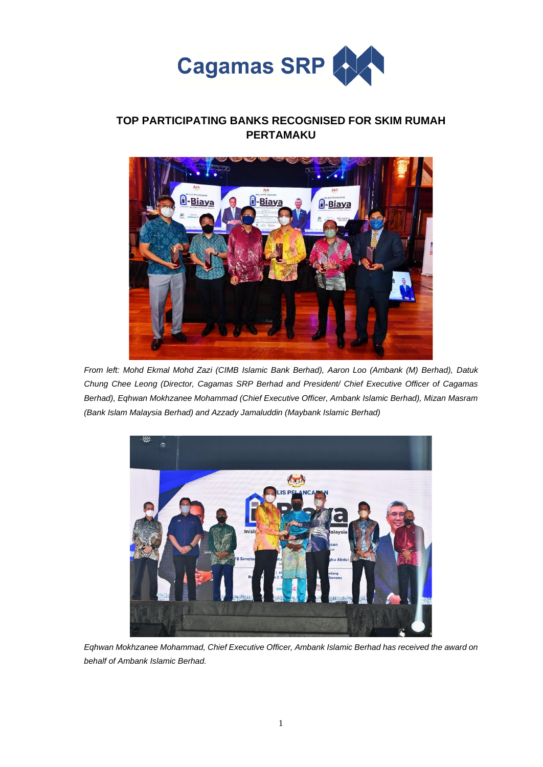Cagamas SRP

# TOP PARTICIPATING BANKS RECOGNISED FOR SKIM RUMAH PERTAMAKU

*From left: Mohd Ekmal Mohd Zazi (CIMB Islamic Bank Berhad), Aaron Loo (Ambank (M) Berhad), Datuk Chung Chee Leong (Director, Cagamas SRP Berhad and President/ Chief Executive Officer of Cagamas Berhad), Eqhwan Mokhzanee Mohammad (Chief Executive Officer, Ambank Islamic Berhad), Mizan Masram (Bank Islam Malaysia Berhad) and Azzady Jamaluddin (Maybank Islamic Berhad)*

*Eqhwan Mokhzanee Mohammad, Chief Executive Officer, Ambank Islamic Berhad has received the award on behalf of Ambank Islamic Berhad.*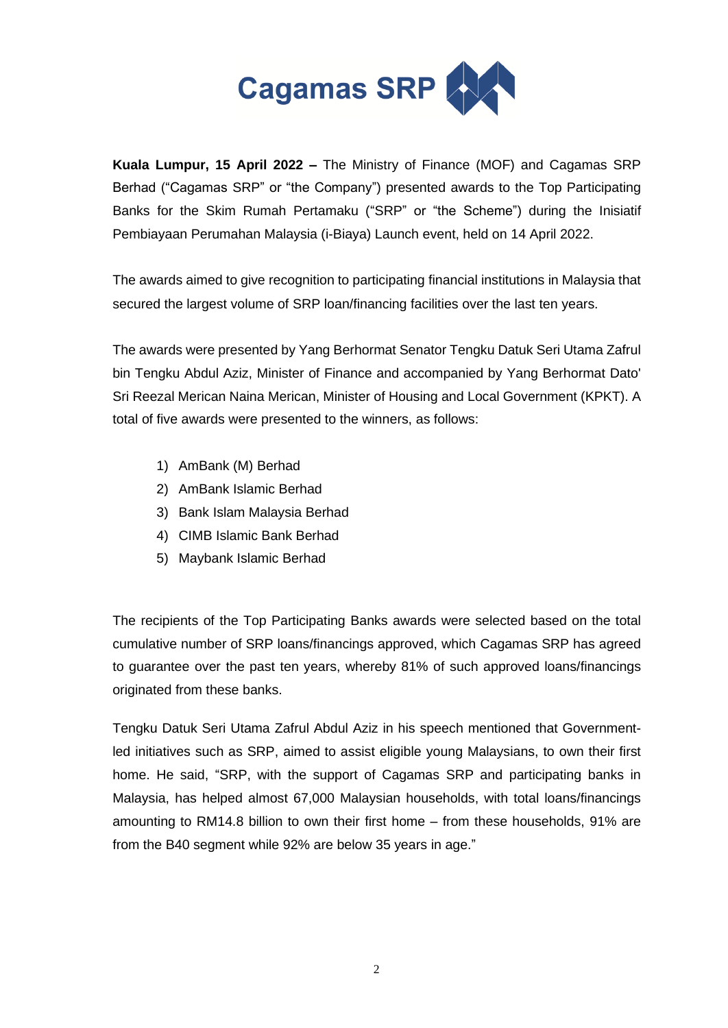**Cagamas SRP**

**Kuala Lumpur, 15 April 2022 –** The Ministry of Finance (MOF) and Cagamas SRP Berhad ("Cagamas SRP" or "the Company") presented awards to the Top Participating Banks for the Skim Rumah Pertamaku ("SRP" or "the Scheme") during the Inisiatif Pembiayaan Perumahan Malaysia (i-Biaya) Launch event, held on 14 April 2022.

The awards aimed to give recognition to participating financial institutions in Malaysia that secured the largest volume of SRP loan/financing facilities over the last ten years.

The awards were presented by Yang Berhormat Senator Tengku Datuk Seri Utama Zafrul bin Tengku Abdul Aziz, Minister of Finance and accompanied by Yang Berhormat Dato' Sri Reezal Merican Naina Merican, Minister of Housing and Local Government (KPKT). A total of five awards were presented to the winners, as follows:

1) AmBank (M) Berhad
2) AmBank Islamic Berhad
3) Bank Islam Malaysia Berhad
4) CIMB Islamic Bank Berhad
5) Maybank Islamic Berhad

The recipients of the Top Participating Banks awards were selected based on the total cumulative number of SRP loans/financings approved, which Cagamas SRP has agreed to guarantee over the past ten years, whereby 81% of such approved loans/financings originated from these banks.

Tengku Datuk Seri Utama Zafrul Abdul Aziz in his speech mentioned that Government-led initiatives such as SRP, aimed to assist eligible young Malaysians, to own their first home. He said, "SRP, with the support of Cagamas SRP and participating banks in Malaysia, has helped almost 67,000 Malaysian households, with total loans/financings amounting to RM14.8 billion to own their first home – from these households, 91% are from the B40 segment while 92% are below 35 years in age."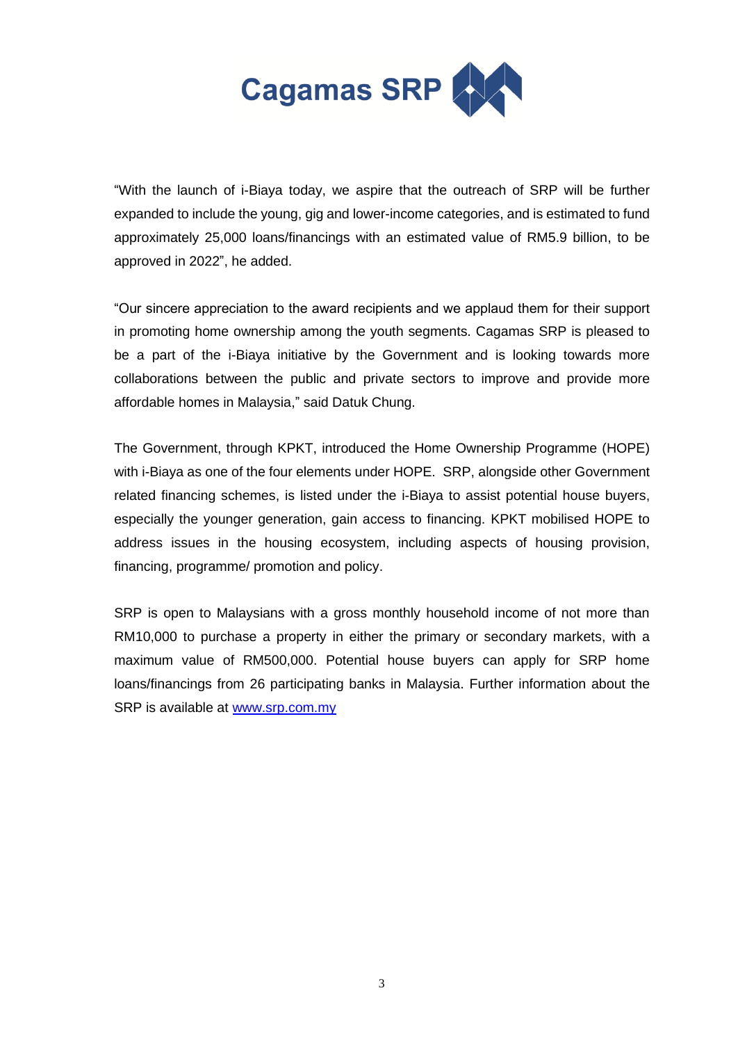"With the launch of i-Biaya today, we aspire that the outreach of SRP will be further expanded to include the young, gig and lower-income categories, and is estimated to fund approximately 25,000 loans/financings with an estimated value of RM5.9 billion, to be approved in 2022", he added.

"Our sincere appreciation to the award recipients and we applaud them for their support in promoting home ownership among the youth segments. Cagamas SRP is pleased to be a part of the i-Biaya initiative by the Government and is looking towards more collaborations between the public and private sectors to improve and provide more affordable homes in Malaysia," said Datuk Chung.

The Government, through KPKT, introduced the Home Ownership Programme (HOPE) with i-Biaya as one of the four elements under HOPE. SRP, alongside other Government related financing schemes, is listed under the i-Biaya to assist potential house buyers, especially the younger generation, gain access to financing. KPKT mobilised HOPE to address issues in the housing ecosystem, including aspects of housing provision, financing, programme/ promotion and policy.

SRP is open to Malaysians with a gross monthly household income of not more than RM10,000 to purchase a property in either the primary or secondary markets, with a maximum value of RM500,000. Potential house buyers can apply for SRP home loans/financings from 26 participating banks in Malaysia. Further information about the SRP is available at [www.srp.com.my](http://www.srp.com.my)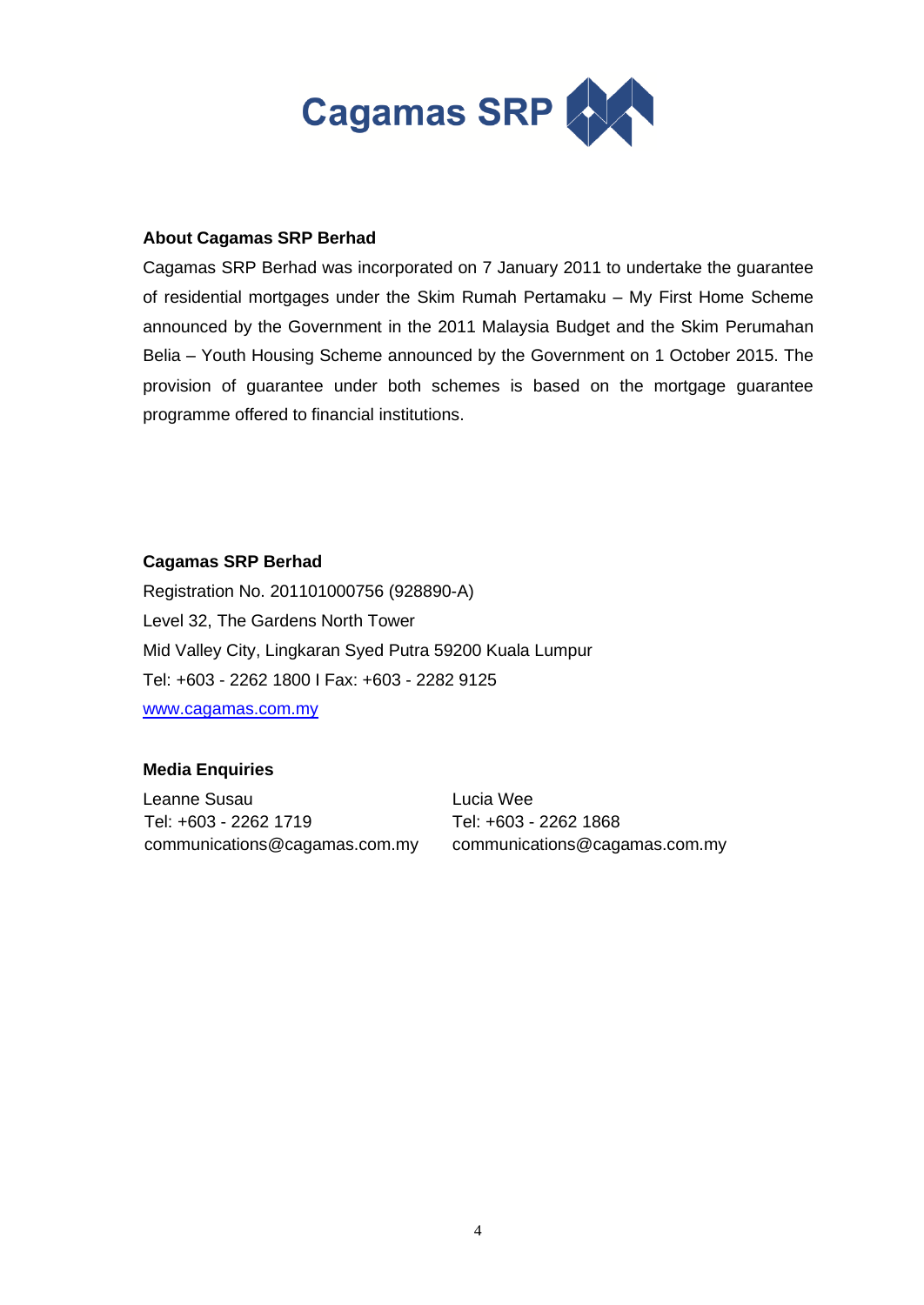Cagamas SRP

**About Cagamas SRP Berhad**

Cagamas SRP Berhad was incorporated on 7 January 2011 to undertake the guarantee of residential mortgages under the Skim Rumah Pertamaku – My First Home Scheme announced by the Government in the 2011 Malaysia Budget and the Skim Perumahan Belia – Youth Housing Scheme announced by the Government on 1 October 2015. The provision of guarantee under both schemes is based on the mortgage guarantee programme offered to financial institutions.

**Cagamas SRP Berhad**

Registration No. 201101000756 (928890-A)
Level 32, The Gardens North Tower
Mid Valley City, Lingkaran Syed Putra 59200 Kuala Lumpur
Tel: +603 - 2262 1800 I Fax: +603 - 2282 9125
www.cagamas.com.my

**Media Enquiries**

Leanne Susau
Tel: +603 - 2262 1719
communications@cagamas.com.my

Lucia Wee
Tel: +603 - 2262 1868
communications@cagamas.com.my